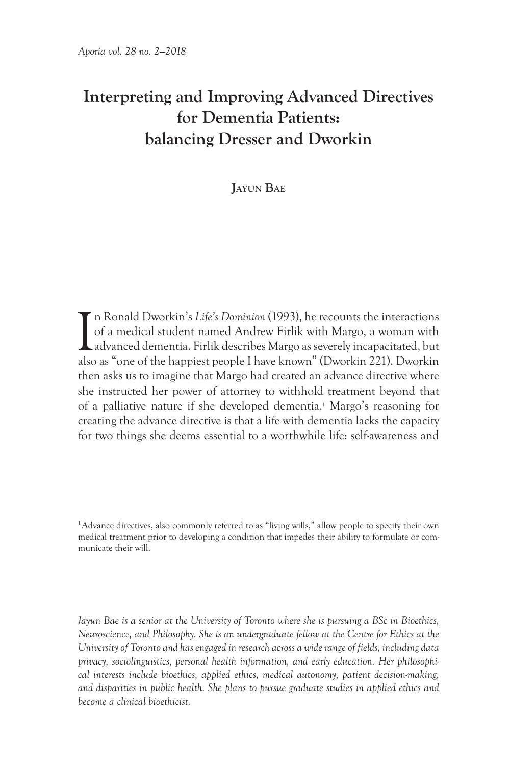# Interpreting and Improving Advanced Directives for Dementia Patients: balancing Dresser and Dworkin

**Jayun Bae**

In Ronald Dworkin's *Life's Dominion* (1993), he recounts the interactions of a medical student named Andrew Firlik with Margo, a woman with advanced dementia. Firlik describes Margo as severely incapacitated, but also as "one of the happiest people I have known" (Dworkin 221). Dworkin then asks us to imagine that Margo had created an advance directive where she instructed her power of attorney to withhold treatment beyond that of a palliative nature if she developed dementia.[1] Margo's reasoning for creating the advance directive is that a life with dementia lacks the capacity for two things she deems essential to a worthwhile life: self-awareness and

[1] Advance directives, also commonly referred to as "living wills," allow people to specify their own medical treatment prior to developing a condition that impedes their ability to formulate or communicate their will.

*Jayun Bae is a senior at the University of Toronto where she is pursuing a BSc in Bioethics, Neuroscience, and Philosophy. She is an undergraduate fellow at the Centre for Ethics at the University of Toronto and has engaged in research across a wide range of fields, including data privacy, sociolinguistics, personal health information, and early education. Her philosophical interests include bioethics, applied ethics, medical autonomy, patient decision-making, and disparities in public health. She plans to pursue graduate studies in applied ethics and become a clinical bioethicist.*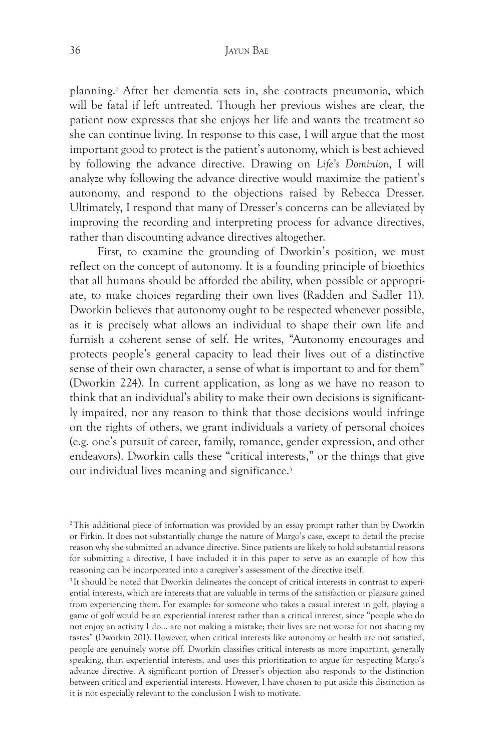planning.[2] After her dementia sets in, she contracts pneumonia, which will be fatal if left untreated. Though her previous wishes are clear, the patient now expresses that she enjoys her life and wants the treatment so she can continue living. In response to this case, I will argue that the most important good to protect is the patient's autonomy, which is best achieved by following the advance directive. Drawing on *Life's Dominion*, I will analyze why following the advance directive would maximize the patient's autonomy, and respond to the objections raised by Rebecca Dresser. Ultimately, I respond that many of Dresser's concerns can be alleviated by improving the recording and interpreting process for advance directives, rather than discounting advance directives altogether.

First, to examine the grounding of Dworkin's position, we must reflect on the concept of autonomy. It is a founding principle of bioethics that all humans should be afforded the ability, when possible or appropriate, to make choices regarding their own lives (Radden and Sadler 11). Dworkin believes that autonomy ought to be respected whenever possible, as it is precisely what allows an individual to shape their own life and furnish a coherent sense of self. He writes, "Autonomy encourages and protects people's general capacity to lead their lives out of a distinctive sense of their own character, a sense of what is important to and for them" (Dworkin 224). In current application, as long as we have no reason to think that an individual's ability to make their own decisions is significantly impaired, nor any reason to think that those decisions would infringe on the rights of others, we grant individuals a variety of personal choices (e.g. one's pursuit of career, family, romance, gender expression, and other endeavors). Dworkin calls these "critical interests," or the things that give our individual lives meaning and significance.[3]

[2] This additional piece of information was provided by an essay prompt rather than by Dworkin or Firkin. It does not substantially change the nature of Margo's case, except to detail the precise reason why she submitted an advance directive. Since patients are likely to hold substantial reasons for submitting a directive, I have included it in this paper to serve as an example of how this reasoning can be incorporated into a caregiver's assessment of the directive itself.

[3] It should be noted that Dworkin delineates the concept of critical interests in contrast to experiential interests, which are interests that are valuable in terms of the satisfaction or pleasure gained from experiencing them. For example: for someone who takes a casual interest in golf, playing a game of golf would be an experiential interest rather than a critical interest, since "people who do not enjoy an activity I do… are not making a mistake; their lives are not worse for not sharing my tastes" (Dworkin 201). However, when critical interests like autonomy or health are not satisfied, people are genuinely worse off. Dworkin classifies critical interests as more important, generally speaking, than experiential interests, and uses this prioritization to argue for respecting Margo's advance directive. A significant portion of Dresser's objection also responds to the distinction between critical and experiential interests. However, I have chosen to put aside this distinction as it is not especially relevant to the conclusion I wish to motivate.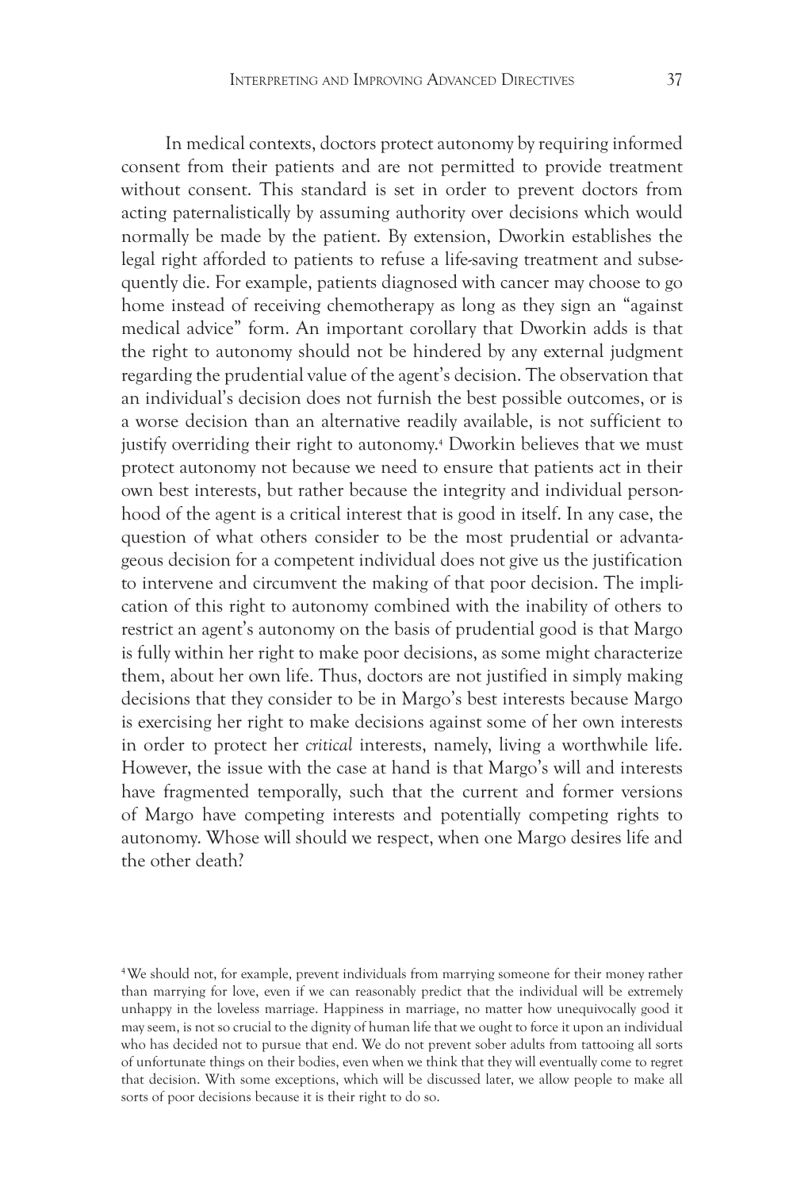In medical contexts, doctors protect autonomy by requiring informed consent from their patients and are not permitted to provide treatment without consent. This standard is set in order to prevent doctors from acting paternalistically by assuming authority over decisions which would normally be made by the patient. By extension, Dworkin establishes the legal right afforded to patients to refuse a life-saving treatment and subsequently die. For example, patients diagnosed with cancer may choose to go home instead of receiving chemotherapy as long as they sign an "against medical advice" form. An important corollary that Dworkin adds is that the right to autonomy should not be hindered by any external judgment regarding the prudential value of the agent's decision. The observation that an individual's decision does not furnish the best possible outcomes, or is a worse decision than an alternative readily available, is not sufficient to justify overriding their right to autonomy.[4] Dworkin believes that we must protect autonomy not because we need to ensure that patients act in their own best interests, but rather because the integrity and individual personhood of the agent is a critical interest that is good in itself. In any case, the question of what others consider to be the most prudential or advantageous decision for a competent individual does not give us the justification to intervene and circumvent the making of that poor decision. The implication of this right to autonomy combined with the inability of others to restrict an agent's autonomy on the basis of prudential good is that Margo is fully within her right to make poor decisions, as some might characterize them, about her own life. Thus, doctors are not justified in simply making decisions that they consider to be in Margo's best interests because Margo is exercising her right to make decisions against some of her own interests in order to protect her *critical* interests, namely, living a worthwhile life. However, the issue with the case at hand is that Margo's will and interests have fragmented temporally, such that the current and former versions of Margo have competing interests and potentially competing rights to autonomy. Whose will should we respect, when one Margo desires life and the other death?

[4] We should not, for example, prevent individuals from marrying someone for their money rather than marrying for love, even if we can reasonably predict that the individual will be extremely unhappy in the loveless marriage. Happiness in marriage, no matter how unequivocally good it may seem, is not so crucial to the dignity of human life that we ought to force it upon an individual who has decided not to pursue that end. We do not prevent sober adults from tattooing all sorts of unfortunate things on their bodies, even when we think that they will eventually come to regret that decision. With some exceptions, which will be discussed later, we allow people to make all sorts of poor decisions because it is their right to do so.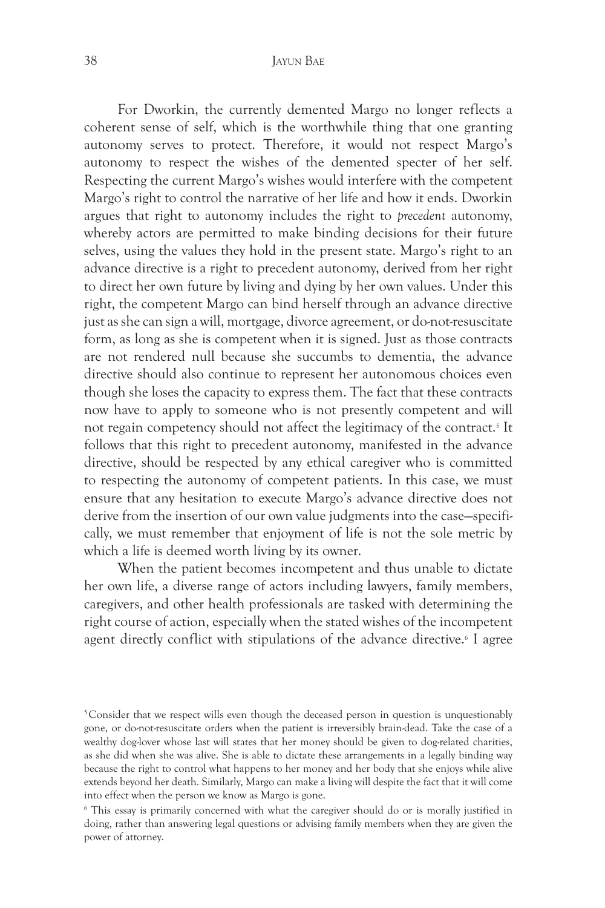For Dworkin, the currently demented Margo no longer reflects a coherent sense of self, which is the worthwhile thing that one granting autonomy serves to protect. Therefore, it would not respect Margo's autonomy to respect the wishes of the demented specter of her self. Respecting the current Margo's wishes would interfere with the competent Margo's right to control the narrative of her life and how it ends. Dworkin argues that right to autonomy includes the right to *precedent* autonomy, whereby actors are permitted to make binding decisions for their future selves, using the values they hold in the present state. Margo's right to an advance directive is a right to precedent autonomy, derived from her right to direct her own future by living and dying by her own values. Under this right, the competent Margo can bind herself through an advance directive just as she can sign a will, mortgage, divorce agreement, or do-not-resuscitate form, as long as she is competent when it is signed. Just as those contracts are not rendered null because she succumbs to dementia, the advance directive should also continue to represent her autonomous choices even though she loses the capacity to express them. The fact that these contracts now have to apply to someone who is not presently competent and will not regain competency should not affect the legitimacy of the contract.[5] It follows that this right to precedent autonomy, manifested in the advance directive, should be respected by any ethical caregiver who is committed to respecting the autonomy of competent patients. In this case, we must ensure that any hesitation to execute Margo's advance directive does not derive from the insertion of our own value judgments into the case—specifically, we must remember that enjoyment of life is not the sole metric by which a life is deemed worth living by its owner.

When the patient becomes incompetent and thus unable to dictate her own life, a diverse range of actors including lawyers, family members, caregivers, and other health professionals are tasked with determining the right course of action, especially when the stated wishes of the incompetent agent directly conflict with stipulations of the advance directive.[6] I agree

[5] Consider that we respect wills even though the deceased person in question is unquestionably gone, or do-not-resuscitate orders when the patient is irreversibly brain-dead. Take the case of a wealthy dog-lover whose last will states that her money should be given to dog-related charities, as she did when she was alive. She is able to dictate these arrangements in a legally binding way because the right to control what happens to her money and her body that she enjoys while alive extends beyond her death. Similarly, Margo can make a living will despite the fact that it will come into effect when the person we know as Margo is gone.

[6] This essay is primarily concerned with what the caregiver should do or is morally justified in doing, rather than answering legal questions or advising family members when they are given the power of attorney.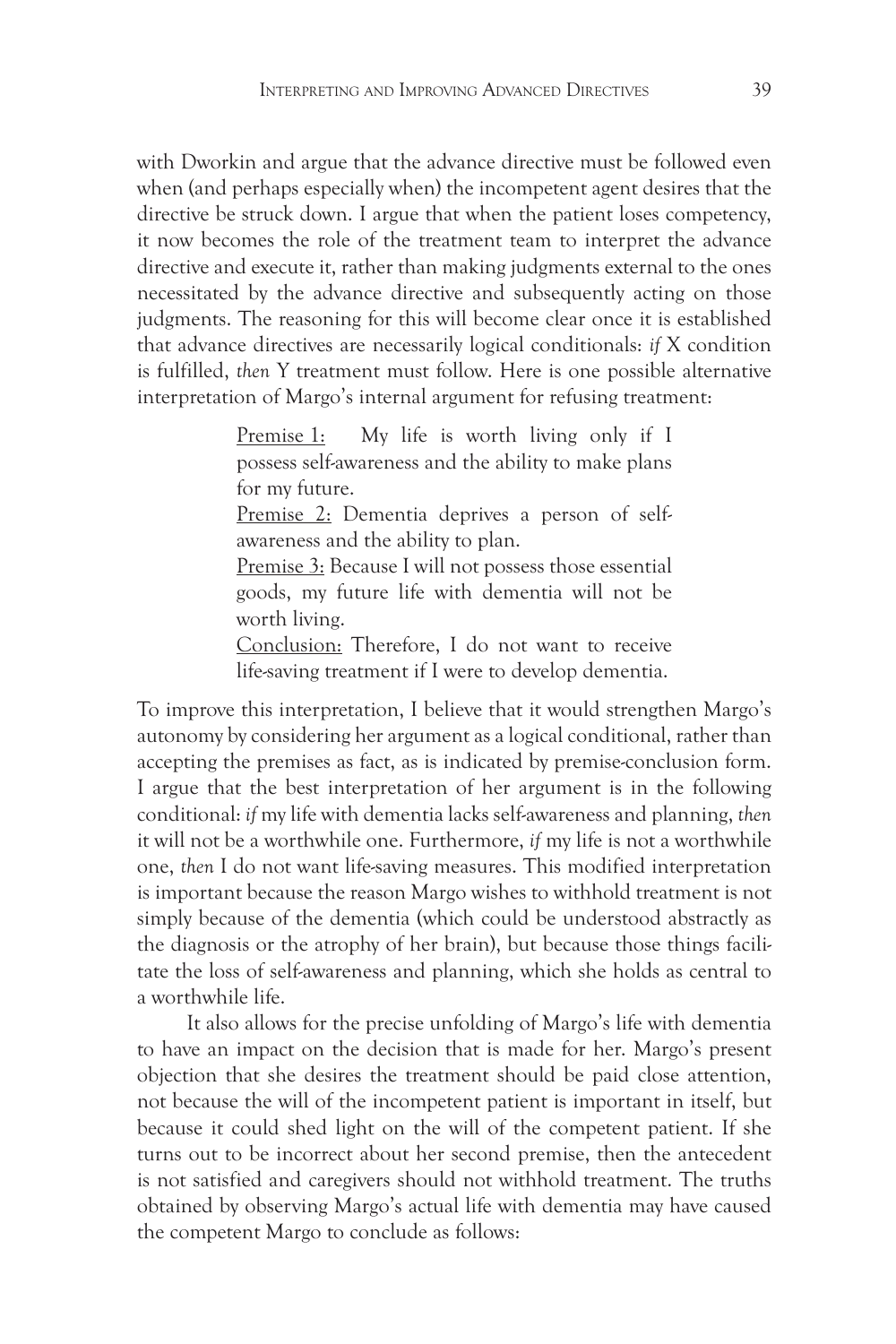with Dworkin and argue that the advance directive must be followed even when (and perhaps especially when) the incompetent agent desires that the directive be struck down. I argue that when the patient loses competency, it now becomes the role of the treatment team to interpret the advance directive and execute it, rather than making judgments external to the ones necessitated by the advance directive and subsequently acting on those judgments. The reasoning for this will become clear once it is established that advance directives are necessarily logical conditionals: *if* X condition is fulfilled, *then* Y treatment must follow. Here is one possible alternative interpretation of Margo's internal argument for refusing treatment:

> <u>Premise 1:</u> My life is worth living only if I possess self-awareness and the ability to make plans for my future.
>
> <u>Premise 2:</u> Dementia deprives a person of self-awareness and the ability to plan.
>
> <u>Premise 3:</u> Because I will not possess those essential goods, my future life with dementia will not be worth living.
>
> <u>Conclusion:</u> Therefore, I do not want to receive life-saving treatment if I were to develop dementia.

To improve this interpretation, I believe that it would strengthen Margo's autonomy by considering her argument as a logical conditional, rather than accepting the premises as fact, as is indicated by premise-conclusion form. I argue that the best interpretation of her argument is in the following conditional: *if* my life with dementia lacks self-awareness and planning, *then* it will not be a worthwhile one. Furthermore, *if* my life is not a worthwhile one, *then* I do not want life-saving measures. This modified interpretation is important because the reason Margo wishes to withhold treatment is not simply because of the dementia (which could be understood abstractly as the diagnosis or the atrophy of her brain), but because those things facilitate the loss of self-awareness and planning, which she holds as central to a worthwhile life.

It also allows for the precise unfolding of Margo's life with dementia to have an impact on the decision that is made for her. Margo's present objection that she desires the treatment should be paid close attention, not because the will of the incompetent patient is important in itself, but because it could shed light on the will of the competent patient. If she turns out to be incorrect about her second premise, then the antecedent is not satisfied and caregivers should not withhold treatment. The truths obtained by observing Margo's actual life with dementia may have caused the competent Margo to conclude as follows: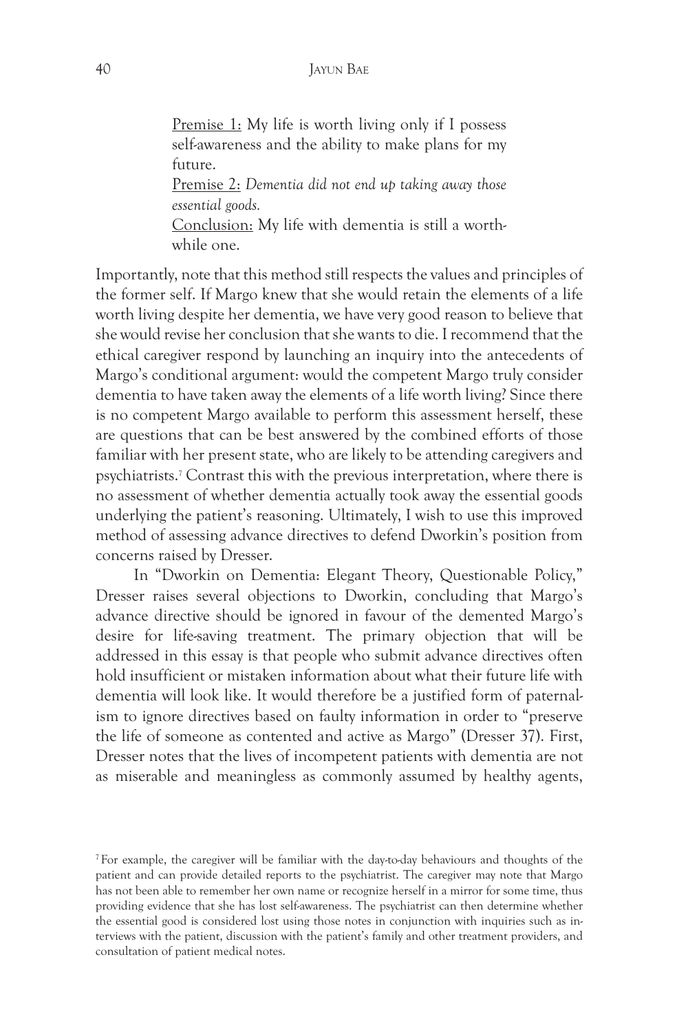> Premise 1: My life is worth living only if I possess self-awareness and the ability to make plans for my future.
> Premise 2: *Dementia did not end up taking away those essential goods.*
> Conclusion: My life with dementia is still a worthwhile one.

Importantly, note that this method still respects the values and principles of the former self. If Margo knew that she would retain the elements of a life worth living despite her dementia, we have very good reason to believe that she would revise her conclusion that she wants to die. I recommend that the ethical caregiver respond by launching an inquiry into the antecedents of Margo's conditional argument: would the competent Margo truly consider dementia to have taken away the elements of a life worth living? Since there is no competent Margo available to perform this assessment herself, these are questions that can be best answered by the combined efforts of those familiar with her present state, who are likely to be attending caregivers and psychiatrists.[7] Contrast this with the previous interpretation, where there is no assessment of whether dementia actually took away the essential goods underlying the patient's reasoning. Ultimately, I wish to use this improved method of assessing advance directives to defend Dworkin's position from concerns raised by Dresser.

In "Dworkin on Dementia: Elegant Theory, Questionable Policy," Dresser raises several objections to Dworkin, concluding that Margo's advance directive should be ignored in favour of the demented Margo's desire for life-saving treatment. The primary objection that will be addressed in this essay is that people who submit advance directives often hold insufficient or mistaken information about what their future life with dementia will look like. It would therefore be a justified form of paternalism to ignore directives based on faulty information in order to "preserve the life of someone as contented and active as Margo" (Dresser 37). First, Dresser notes that the lives of incompetent patients with dementia are not as miserable and meaningless as commonly assumed by healthy agents,

[7] For example, the caregiver will be familiar with the day-to-day behaviours and thoughts of the patient and can provide detailed reports to the psychiatrist. The caregiver may note that Margo has not been able to remember her own name or recognize herself in a mirror for some time, thus providing evidence that she has lost self-awareness. The psychiatrist can then determine whether the essential good is considered lost using those notes in conjunction with inquiries such as interviews with the patient, discussion with the patient's family and other treatment providers, and consultation of patient medical notes.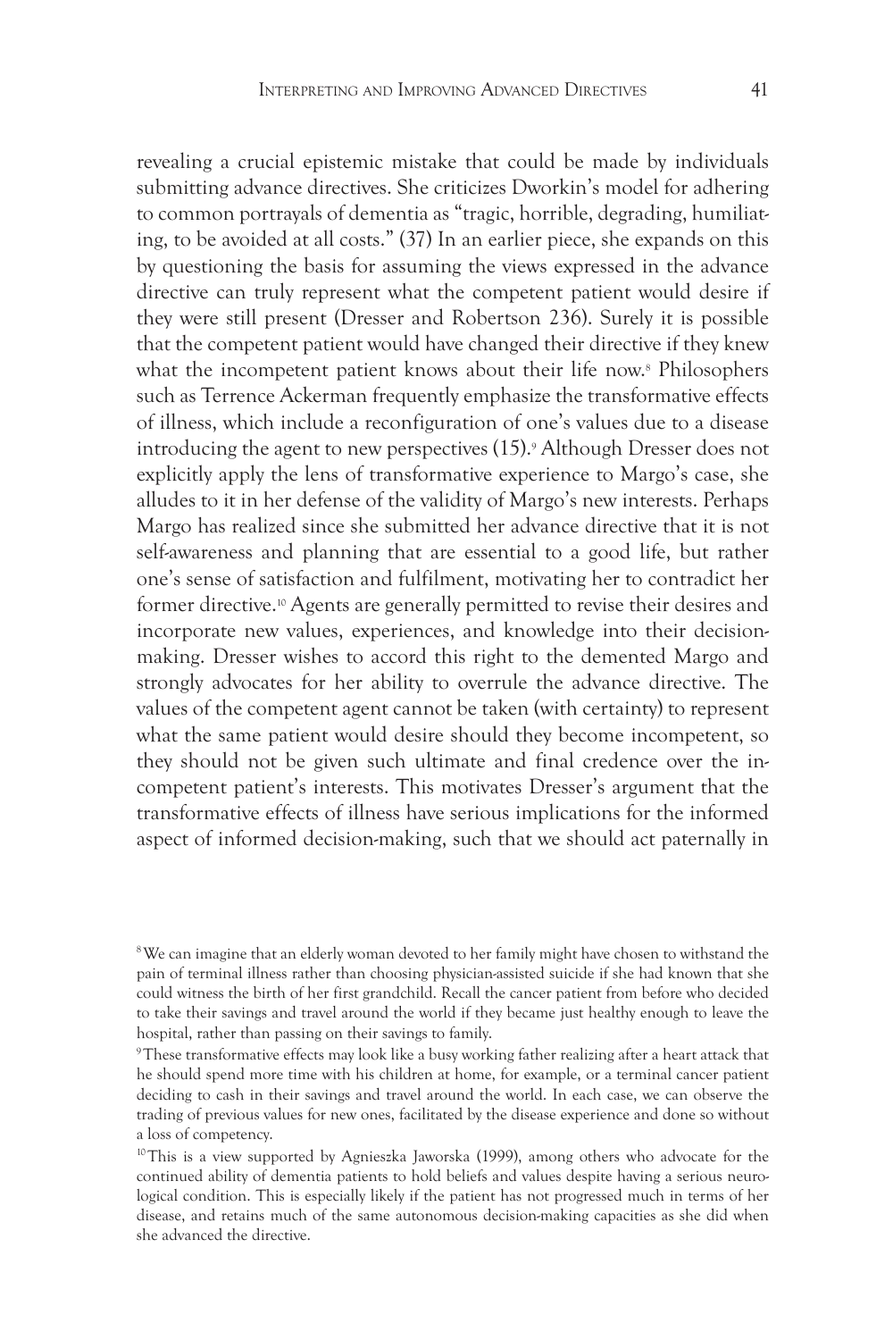revealing a crucial epistemic mistake that could be made by individuals submitting advance directives. She criticizes Dworkin's model for adhering to common portrayals of dementia as "tragic, horrible, degrading, humiliating, to be avoided at all costs." (37) In an earlier piece, she expands on this by questioning the basis for assuming the views expressed in the advance directive can truly represent what the competent patient would desire if they were still present (Dresser and Robertson 236). Surely it is possible that the competent patient would have changed their directive if they knew what the incompetent patient knows about their life now.[8] Philosophers such as Terrence Ackerman frequently emphasize the transformative effects of illness, which include a reconfiguration of one's values due to a disease introducing the agent to new perspectives (15).[9] Although Dresser does not explicitly apply the lens of transformative experience to Margo's case, she alludes to it in her defense of the validity of Margo's new interests. Perhaps Margo has realized since she submitted her advance directive that it is not self-awareness and planning that are essential to a good life, but rather one's sense of satisfaction and fulfilment, motivating her to contradict her former directive.[10] Agents are generally permitted to revise their desires and incorporate new values, experiences, and knowledge into their decision-making. Dresser wishes to accord this right to the demented Margo and strongly advocates for her ability to overrule the advance directive. The values of the competent agent cannot be taken (with certainty) to represent what the same patient would desire should they become incompetent, so they should not be given such ultimate and final credence over the incompetent patient's interests. This motivates Dresser's argument that the transformative effects of illness have serious implications for the informed aspect of informed decision-making, such that we should act paternally in

[8] We can imagine that an elderly woman devoted to her family might have chosen to withstand the pain of terminal illness rather than choosing physician-assisted suicide if she had known that she could witness the birth of her first grandchild. Recall the cancer patient from before who decided to take their savings and travel around the world if they became just healthy enough to leave the hospital, rather than passing on their savings to family.

[9] These transformative effects may look like a busy working father realizing after a heart attack that he should spend more time with his children at home, for example, or a terminal cancer patient deciding to cash in their savings and travel around the world. In each case, we can observe the trading of previous values for new ones, facilitated by the disease experience and done so without a loss of competency.

[10] This is a view supported by Agnieszka Jaworska (1999), among others who advocate for the continued ability of dementia patients to hold beliefs and values despite having a serious neurological condition. This is especially likely if the patient has not progressed much in terms of her disease, and retains much of the same autonomous decision-making capacities as she did when she advanced the directive.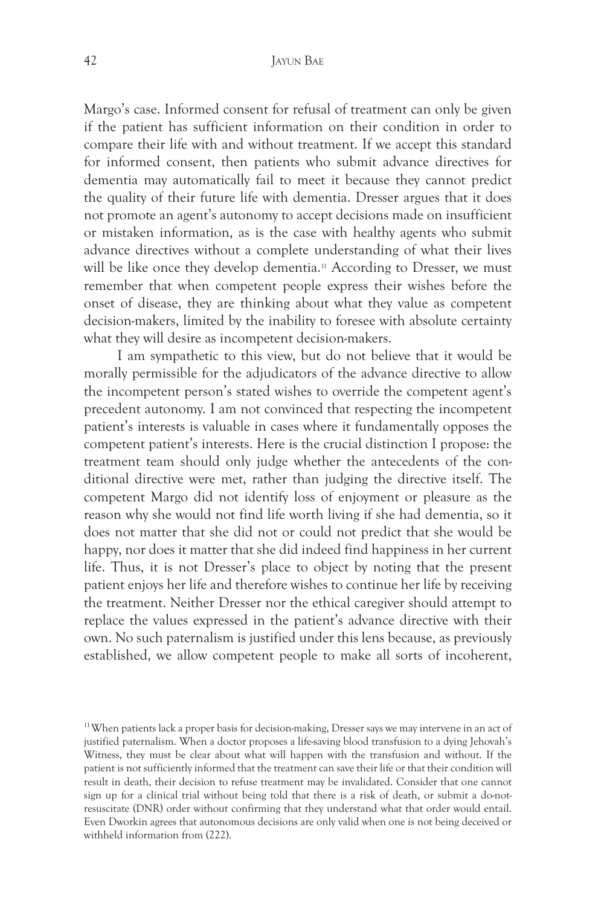Margo's case. Informed consent for refusal of treatment can only be given if the patient has sufficient information on their condition in order to compare their life with and without treatment. If we accept this standard for informed consent, then patients who submit advance directives for dementia may automatically fail to meet it because they cannot predict the quality of their future life with dementia. Dresser argues that it does not promote an agent's autonomy to accept decisions made on insufficient or mistaken information, as is the case with healthy agents who submit advance directives without a complete understanding of what their lives will be like once they develop dementia.[11] According to Dresser, we must remember that when competent people express their wishes before the onset of disease, they are thinking about what they value as competent decision-makers, limited by the inability to foresee with absolute certainty what they will desire as incompetent decision-makers.

I am sympathetic to this view, but do not believe that it would be morally permissible for the adjudicators of the advance directive to allow the incompetent person's stated wishes to override the competent agent's precedent autonomy. I am not convinced that respecting the incompetent patient's interests is valuable in cases where it fundamentally opposes the competent patient's interests. Here is the crucial distinction I propose: the treatment team should only judge whether the antecedents of the conditional directive were met, rather than judging the directive itself. The competent Margo did not identify loss of enjoyment or pleasure as the reason why she would not find life worth living if she had dementia, so it does not matter that she did not or could not predict that she would be happy, nor does it matter that she did indeed find happiness in her current life. Thus, it is not Dresser's place to object by noting that the present patient enjoys her life and therefore wishes to continue her life by receiving the treatment. Neither Dresser nor the ethical caregiver should attempt to replace the values expressed in the patient's advance directive with their own. No such paternalism is justified under this lens because, as previously established, we allow competent people to make all sorts of incoherent,

[11] When patients lack a proper basis for decision-making, Dresser says we may intervene in an act of justified paternalism. When a doctor proposes a life-saving blood transfusion to a dying Jehovah's Witness, they must be clear about what will happen with the transfusion and without. If the patient is not sufficiently informed that the treatment can save their life or that their condition will result in death, their decision to refuse treatment may be invalidated. Consider that one cannot sign up for a clinical trial without being told that there is a risk of death, or submit a do-not-resuscitate (DNR) order without confirming that they understand what that order would entail. Even Dworkin agrees that autonomous decisions are only valid when one is not being deceived or withheld information from (222).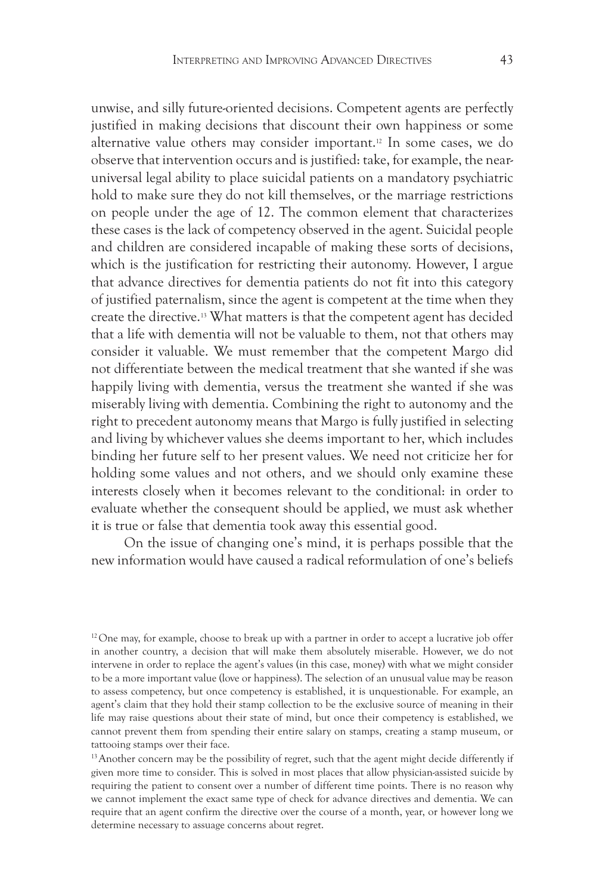unwise, and silly future-oriented decisions. Competent agents are perfectly justified in making decisions that discount their own happiness or some alternative value others may consider important.[12] In some cases, we do observe that intervention occurs and is justified: take, for example, the near-universal legal ability to place suicidal patients on a mandatory psychiatric hold to make sure they do not kill themselves, or the marriage restrictions on people under the age of 12. The common element that characterizes these cases is the lack of competency observed in the agent. Suicidal people and children are considered incapable of making these sorts of decisions, which is the justification for restricting their autonomy. However, I argue that advance directives for dementia patients do not fit into this category of justified paternalism, since the agent is competent at the time when they create the directive.[13] What matters is that the competent agent has decided that a life with dementia will not be valuable to them, not that others may consider it valuable. We must remember that the competent Margo did not differentiate between the medical treatment that she wanted if she was happily living with dementia, versus the treatment she wanted if she was miserably living with dementia. Combining the right to autonomy and the right to precedent autonomy means that Margo is fully justified in selecting and living by whichever values she deems important to her, which includes binding her future self to her present values. We need not criticize her for holding some values and not others, and we should only examine these interests closely when it becomes relevant to the conditional: in order to evaluate whether the consequent should be applied, we must ask whether it is true or false that dementia took away this essential good.

On the issue of changing one's mind, it is perhaps possible that the new information would have caused a radical reformulation of one's beliefs

[12] One may, for example, choose to break up with a partner in order to accept a lucrative job offer in another country, a decision that will make them absolutely miserable. However, we do not intervene in order to replace the agent's values (in this case, money) with what we might consider to be a more important value (love or happiness). The selection of an unusual value may be reason to assess competency, but once competency is established, it is unquestionable. For example, an agent's claim that they hold their stamp collection to be the exclusive source of meaning in their life may raise questions about their state of mind, but once their competency is established, we cannot prevent them from spending their entire salary on stamps, creating a stamp museum, or tattooing stamps over their face.

[13] Another concern may be the possibility of regret, such that the agent might decide differently if given more time to consider. This is solved in most places that allow physician-assisted suicide by requiring the patient to consent over a number of different time points. There is no reason why we cannot implement the exact same type of check for advance directives and dementia. We can require that an agent confirm the directive over the course of a month, year, or however long we determine necessary to assuage concerns about regret.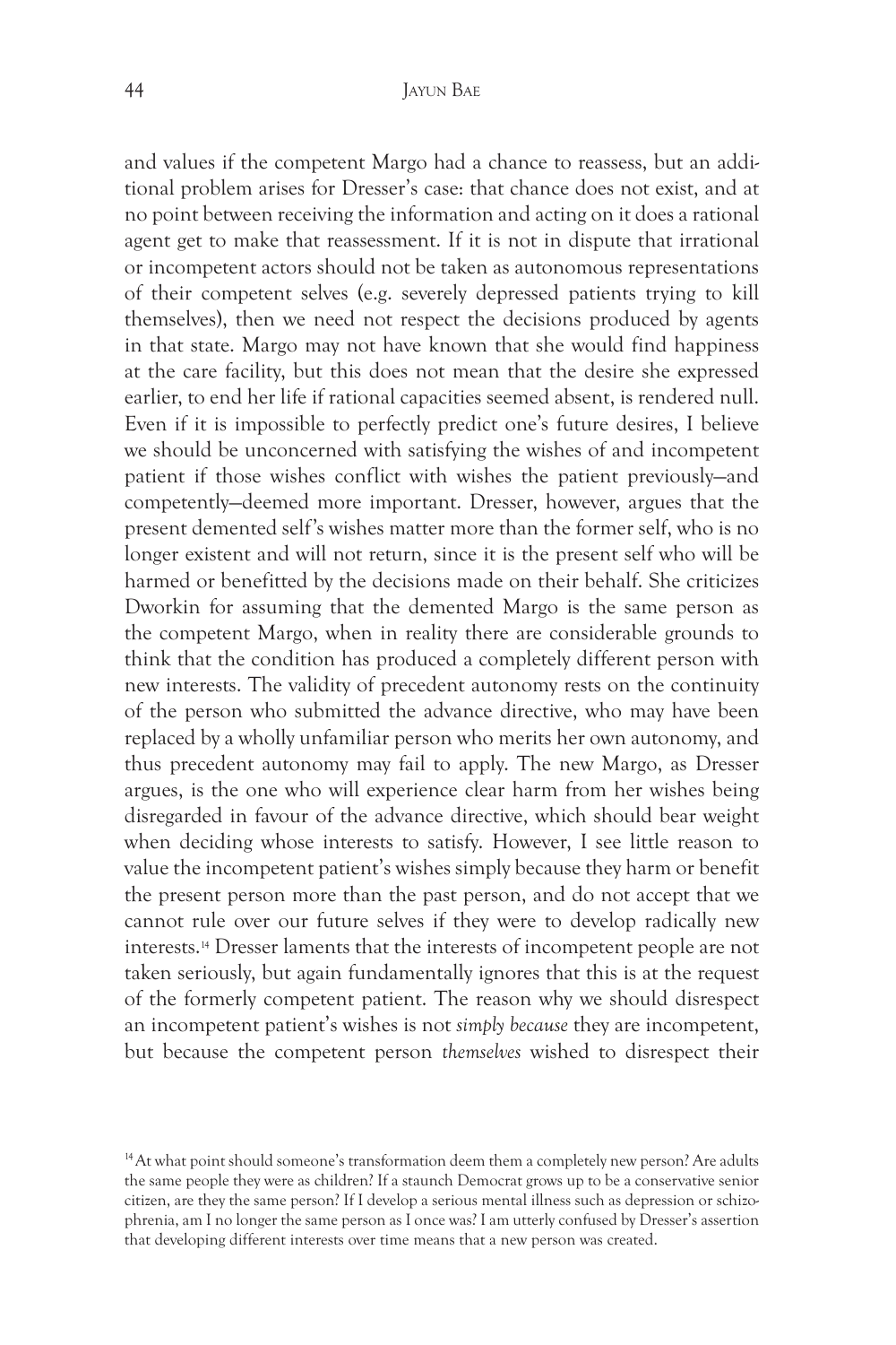and values if the competent Margo had a chance to reassess, but an additional problem arises for Dresser's case: that chance does not exist, and at no point between receiving the information and acting on it does a rational agent get to make that reassessment. If it is not in dispute that irrational or incompetent actors should not be taken as autonomous representations of their competent selves (e.g. severely depressed patients trying to kill themselves), then we need not respect the decisions produced by agents in that state. Margo may not have known that she would find happiness at the care facility, but this does not mean that the desire she expressed earlier, to end her life if rational capacities seemed absent, is rendered null. Even if it is impossible to perfectly predict one's future desires, I believe we should be unconcerned with satisfying the wishes of and incompetent patient if those wishes conflict with wishes the patient previously—and competently—deemed more important. Dresser, however, argues that the present demented self's wishes matter more than the former self, who is no longer existent and will not return, since it is the present self who will be harmed or benefitted by the decisions made on their behalf. She criticizes Dworkin for assuming that the demented Margo is the same person as the competent Margo, when in reality there are considerable grounds to think that the condition has produced a completely different person with new interests. The validity of precedent autonomy rests on the continuity of the person who submitted the advance directive, who may have been replaced by a wholly unfamiliar person who merits her own autonomy, and thus precedent autonomy may fail to apply. The new Margo, as Dresser argues, is the one who will experience clear harm from her wishes being disregarded in favour of the advance directive, which should bear weight when deciding whose interests to satisfy. However, I see little reason to value the incompetent patient's wishes simply because they harm or benefit the present person more than the past person, and do not accept that we cannot rule over our future selves if they were to develop radically new interests.[14] Dresser laments that the interests of incompetent people are not taken seriously, but again fundamentally ignores that this is at the request of the formerly competent patient. The reason why we should disrespect an incompetent patient's wishes is not *simply because* they are incompetent, but because the competent person *themselves* wished to disrespect their

[14] At what point should someone's transformation deem them a completely new person? Are adults the same people they were as children? If a staunch Democrat grows up to be a conservative senior citizen, are they the same person? If I develop a serious mental illness such as depression or schizophrenia, am I no longer the same person as I once was? I am utterly confused by Dresser's assertion that developing different interests over time means that a new person was created.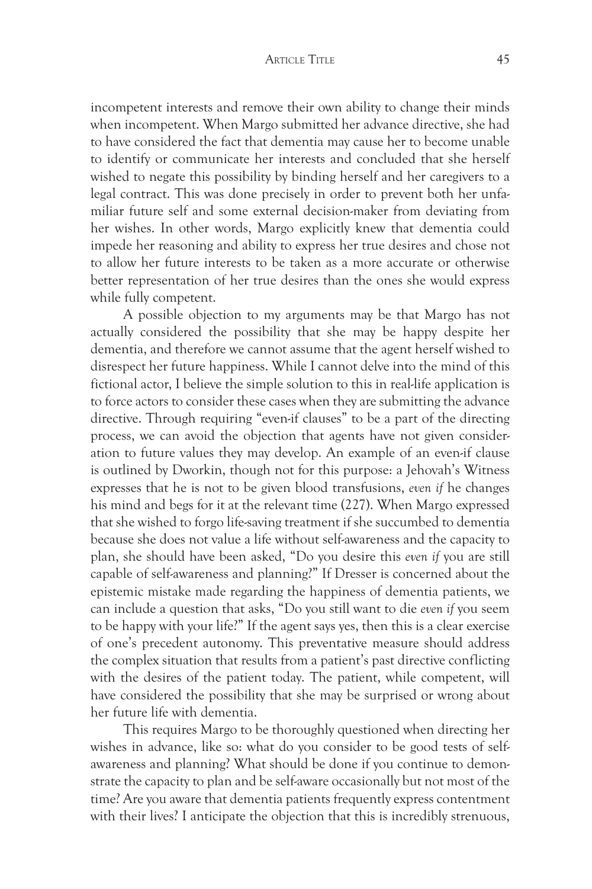incompetent interests and remove their own ability to change their minds when incompetent. When Margo submitted her advance directive, she had to have considered the fact that dementia may cause her to become unable to identify or communicate her interests and concluded that she herself wished to negate this possibility by binding herself and her caregivers to a legal contract. This was done precisely in order to prevent both her unfamiliar future self and some external decision-maker from deviating from her wishes. In other words, Margo explicitly knew that dementia could impede her reasoning and ability to express her true desires and chose not to allow her future interests to be taken as a more accurate or otherwise better representation of her true desires than the ones she would express while fully competent.

A possible objection to my arguments may be that Margo has not actually considered the possibility that she may be happy despite her dementia, and therefore we cannot assume that the agent herself wished to disrespect her future happiness. While I cannot delve into the mind of this fictional actor, I believe the simple solution to this in real-life application is to force actors to consider these cases when they are submitting the advance directive. Through requiring "even-if clauses" to be a part of the directing process, we can avoid the objection that agents have not given consideration to future values they may develop. An example of an even-if clause is outlined by Dworkin, though not for this purpose: a Jehovah's Witness expresses that he is not to be given blood transfusions, *even if* he changes his mind and begs for it at the relevant time (227). When Margo expressed that she wished to forgo life-saving treatment if she succumbed to dementia because she does not value a life without self-awareness and the capacity to plan, she should have been asked, "Do you desire this *even if* you are still capable of self-awareness and planning?" If Dresser is concerned about the epistemic mistake made regarding the happiness of dementia patients, we can include a question that asks, "Do you still want to die *even if* you seem to be happy with your life?" If the agent says yes, then this is a clear exercise of one's precedent autonomy. This preventative measure should address the complex situation that results from a patient's past directive conflicting with the desires of the patient today. The patient, while competent, will have considered the possibility that she may be surprised or wrong about her future life with dementia.

This requires Margo to be thoroughly questioned when directing her wishes in advance, like so: what do you consider to be good tests of self-awareness and planning? What should be done if you continue to demonstrate the capacity to plan and be self-aware occasionally but not most of the time? Are you aware that dementia patients frequently express contentment with their lives? I anticipate the objection that this is incredibly strenuous,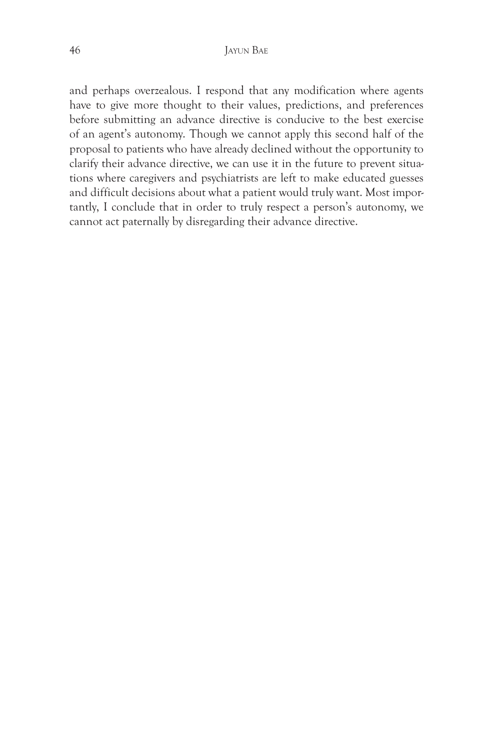and perhaps overzealous. I respond that any modification where agents have to give more thought to their values, predictions, and preferences before submitting an advance directive is conducive to the best exercise of an agent's autonomy. Though we cannot apply this second half of the proposal to patients who have already declined without the opportunity to clarify their advance directive, we can use it in the future to prevent situations where caregivers and psychiatrists are left to make educated guesses and difficult decisions about what a patient would truly want. Most importantly, I conclude that in order to truly respect a person's autonomy, we cannot act paternally by disregarding their advance directive.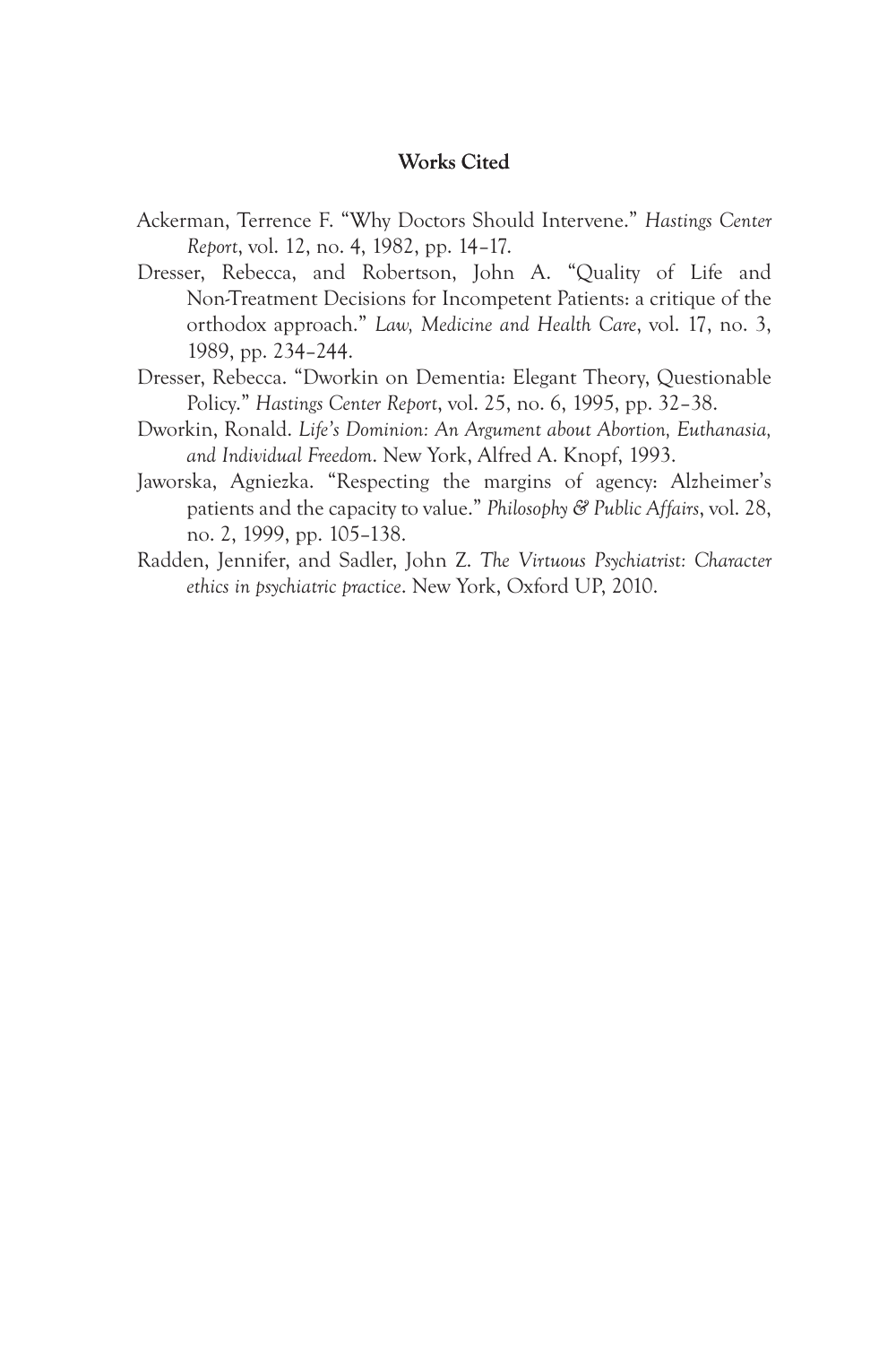**Works Cited**

Ackerman, Terrence F. "Why Doctors Should Intervene." *Hastings Center Report*, vol. 12, no. 4, 1982, pp. 14–17.

Dresser, Rebecca, and Robertson, John A. "Quality of Life and Non-Treatment Decisions for Incompetent Patients: a critique of the orthodox approach." *Law, Medicine and Health Care*, vol. 17, no. 3, 1989, pp. 234–244.

Dresser, Rebecca. "Dworkin on Dementia: Elegant Theory, Questionable Policy." *Hastings Center Report*, vol. 25, no. 6, 1995, pp. 32–38.

Dworkin, Ronald. *Life's Dominion: An Argument about Abortion, Euthanasia, and Individual Freedom*. New York, Alfred A. Knopf, 1993.

Jaworska, Agniezka. "Respecting the margins of agency: Alzheimer's patients and the capacity to value." *Philosophy & Public Affairs*, vol. 28, no. 2, 1999, pp. 105–138.

Radden, Jennifer, and Sadler, John Z. *The Virtuous Psychiatrist: Character ethics in psychiatric practice*. New York, Oxford UP, 2010.